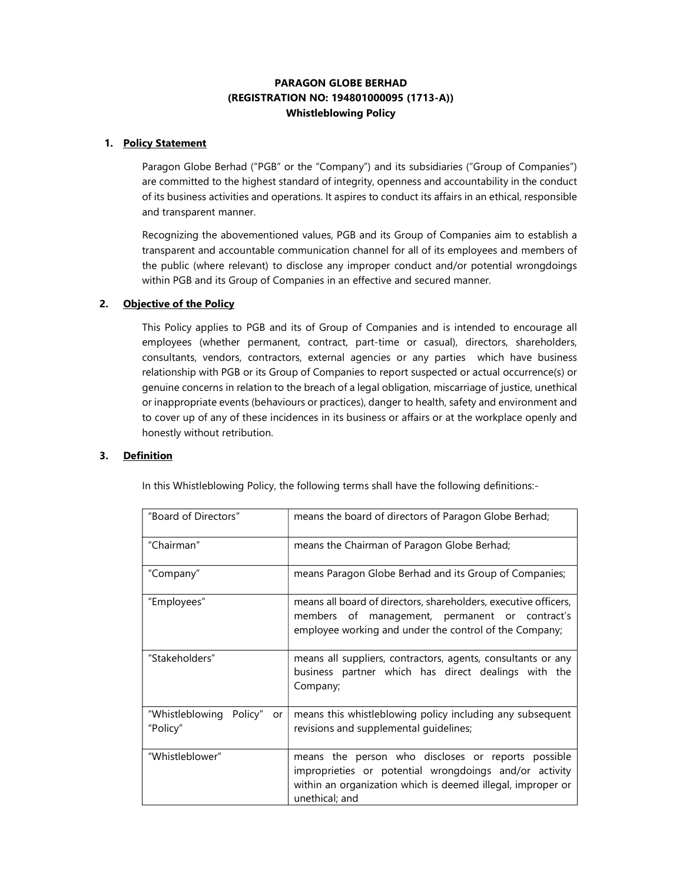**PARAGON GLOBE BERHAD**
**(REGISTRATION NO: 194801000095 (1713-A))**
**Whistleblowing Policy**

## 1. Policy Statement

Paragon Globe Berhad ("PGB" or the "Company") and its subsidiaries ("Group of Companies") are committed to the highest standard of integrity, openness and accountability in the conduct of its business activities and operations. It aspires to conduct its affairs in an ethical, responsible and transparent manner.

Recognizing the abovementioned values, PGB and its Group of Companies aim to establish a transparent and accountable communication channel for all of its employees and members of the public (where relevant) to disclose any improper conduct and/or potential wrongdoings within PGB and its Group of Companies in an effective and secured manner.

## 2. Objective of the Policy

This Policy applies to PGB and its of Group of Companies and is intended to encourage all employees (whether permanent, contract, part-time or casual), directors, shareholders, consultants, vendors, contractors, external agencies or any parties which have business relationship with PGB or its Group of Companies to report suspected or actual occurrence(s) or genuine concerns in relation to the breach of a legal obligation, miscarriage of justice, unethical or inappropriate events (behaviours or practices), danger to health, safety and environment and to cover up of any of these incidences in its business or affairs or at the workplace openly and honestly without retribution.

## 3. Definition

In this Whistleblowing Policy, the following terms shall have the following definitions:-

| | |
|---|---|
| "Board of Directors" | means the board of directors of Paragon Globe Berhad; |
| "Chairman" | means the Chairman of Paragon Globe Berhad; |
| "Company" | means Paragon Globe Berhad and its Group of Companies; |
| "Employees" | means all board of directors, shareholders, executive officers, members of management, permanent or contract's employee working and under the control of the Company; |
| "Stakeholders" | means all suppliers, contractors, agents, consultants or any business partner which has direct dealings with the Company; |
| "Whistleblowing Policy" or "Policy" | means this whistleblowing policy including any subsequent revisions and supplemental guidelines; |
| "Whistleblower" | means the person who discloses or reports possible improprieties or potential wrongdoings and/or activity within an organization which is deemed illegal, improper or unethical; and |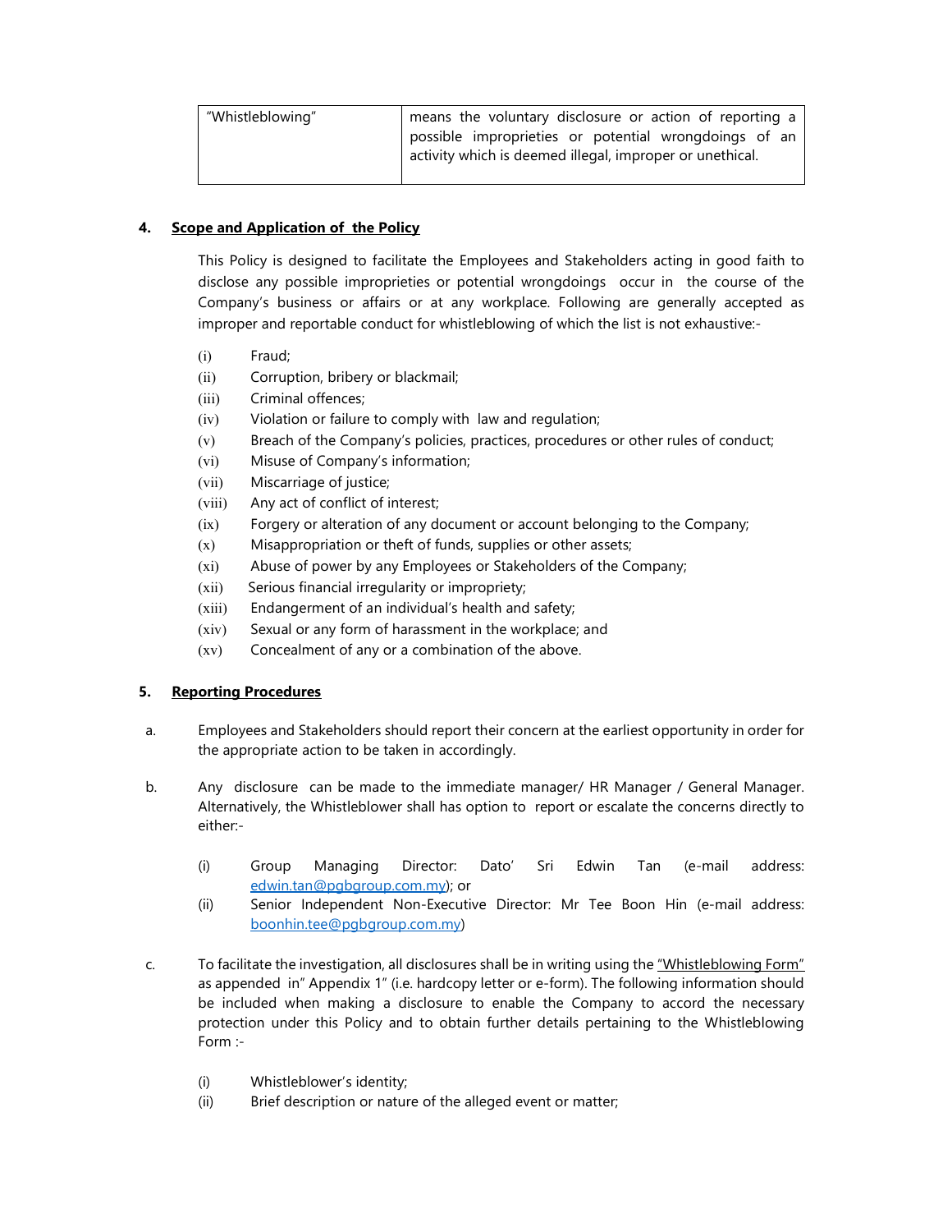| "Whistleblowing" | means the voluntary disclosure or action of reporting a possible improprieties or potential wrongdoings of an activity which is deemed illegal, improper or unethical. |
|---|---|

## 4. Scope and Application of the Policy

This Policy is designed to facilitate the Employees and Stakeholders acting in good faith to disclose any possible improprieties or potential wrongdoings occur in the course of the Company's business or affairs or at any workplace. Following are generally accepted as improper and reportable conduct for whistleblowing of which the list is not exhaustive:-

(i) Fraud;
(ii) Corruption, bribery or blackmail;
(iii) Criminal offences;
(iv) Violation or failure to comply with law and regulation;
(v) Breach of the Company's policies, practices, procedures or other rules of conduct;
(vi) Misuse of Company's information;
(vii) Miscarriage of justice;
(viii) Any act of conflict of interest;
(ix) Forgery or alteration of any document or account belonging to the Company;
(x) Misappropriation or theft of funds, supplies or other assets;
(xi) Abuse of power by any Employees or Stakeholders of the Company;
(xii) Serious financial irregularity or impropriety;
(xiii) Endangerment of an individual's health and safety;
(xiv) Sexual or any form of harassment in the workplace; and
(xv) Concealment of any or a combination of the above.

## 5. Reporting Procedures

a. Employees and Stakeholders should report their concern at the earliest opportunity in order for the appropriate action to be taken in accordingly.

b. Any disclosure can be made to the immediate manager/ HR Manager / General Manager. Alternatively, the Whistleblower shall has option to report or escalate the concerns directly to either:-

(i) Group Managing Director: Dato' Sri Edwin Tan (e-mail address: edwin.tan@pgbgroup.com.my); or
(ii) Senior Independent Non-Executive Director: Mr Tee Boon Hin (e-mail address: boonhin.tee@pgbgroup.com.my)

c. To facilitate the investigation, all disclosures shall be in writing using the "Whistleblowing Form" as appended in" Appendix 1" (i.e. hardcopy letter or e-form). The following information should be included when making a disclosure to enable the Company to accord the necessary protection under this Policy and to obtain further details pertaining to the Whistleblowing Form :-

(i) Whistleblower's identity;
(ii) Brief description or nature of the alleged event or matter;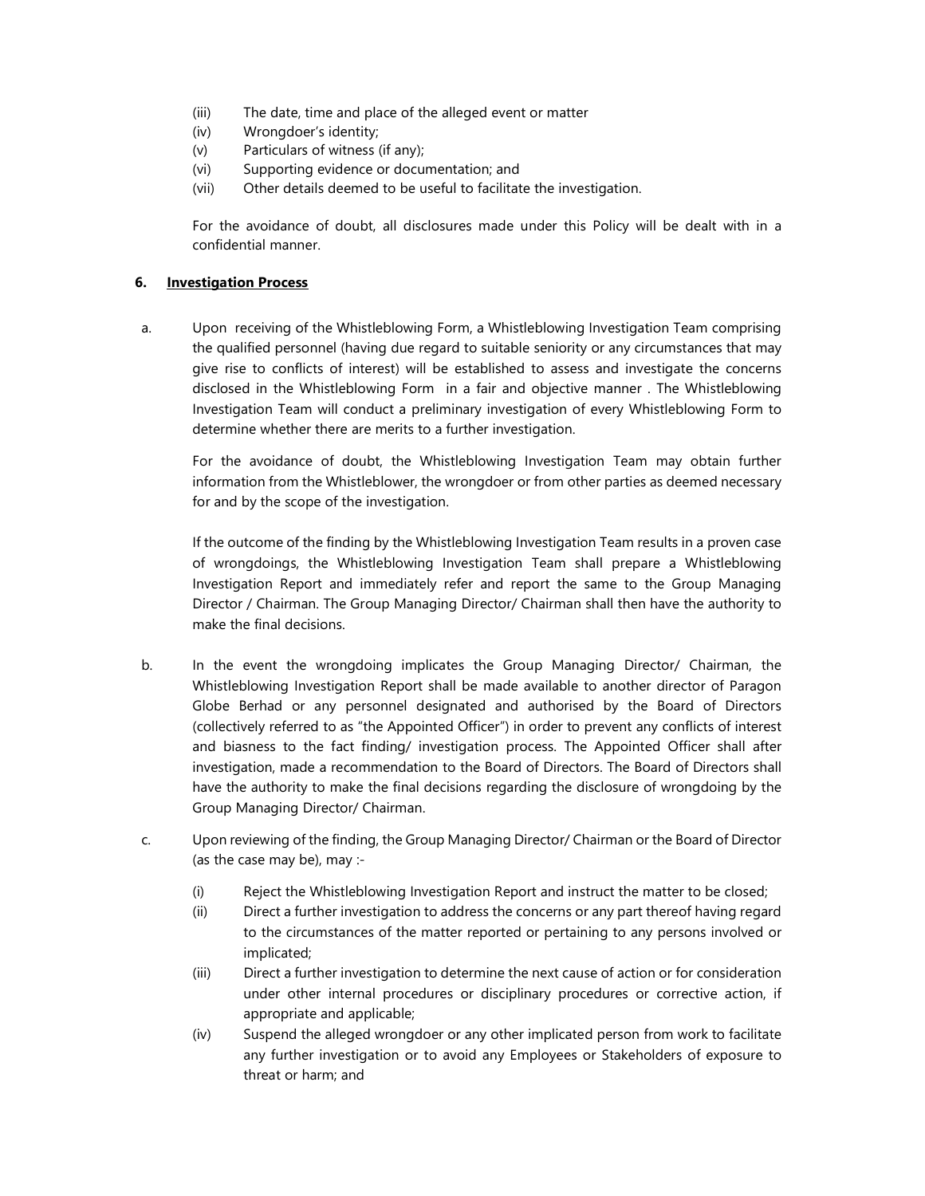(iii) The date, time and place of the alleged event or matter
(iv) Wrongdoer's identity;
(v) Particulars of witness (if any);
(vi) Supporting evidence or documentation; and
(vii) Other details deemed to be useful to facilitate the investigation.

For the avoidance of doubt, all disclosures made under this Policy will be dealt with in a confidential manner.

## 6. Investigation Process

a. Upon receiving of the Whistleblowing Form, a Whistleblowing Investigation Team comprising the qualified personnel (having due regard to suitable seniority or any circumstances that may give rise to conflicts of interest) will be established to assess and investigate the concerns disclosed in the Whistleblowing Form in a fair and objective manner . The Whistleblowing Investigation Team will conduct a preliminary investigation of every Whistleblowing Form to determine whether there are merits to a further investigation.

   For the avoidance of doubt, the Whistleblowing Investigation Team may obtain further information from the Whistleblower, the wrongdoer or from other parties as deemed necessary for and by the scope of the investigation.

   If the outcome of the finding by the Whistleblowing Investigation Team results in a proven case of wrongdoings, the Whistleblowing Investigation Team shall prepare a Whistleblowing Investigation Report and immediately refer and report the same to the Group Managing Director / Chairman. The Group Managing Director/ Chairman shall then have the authority to make the final decisions.

b. In the event the wrongdoing implicates the Group Managing Director/ Chairman, the Whistleblowing Investigation Report shall be made available to another director of Paragon Globe Berhad or any personnel designated and authorised by the Board of Directors (collectively referred to as "the Appointed Officer") in order to prevent any conflicts of interest and biasness to the fact finding/ investigation process. The Appointed Officer shall after investigation, made a recommendation to the Board of Directors. The Board of Directors shall have the authority to make the final decisions regarding the disclosure of wrongdoing by the Group Managing Director/ Chairman.

c. Upon reviewing of the finding, the Group Managing Director/ Chairman or the Board of Director (as the case may be), may :-

   (i) Reject the Whistleblowing Investigation Report and instruct the matter to be closed;
   (ii) Direct a further investigation to address the concerns or any part thereof having regard to the circumstances of the matter reported or pertaining to any persons involved or implicated;
   (iii) Direct a further investigation to determine the next cause of action or for consideration under other internal procedures or disciplinary procedures or corrective action, if appropriate and applicable;
   (iv) Suspend the alleged wrongdoer or any other implicated person from work to facilitate any further investigation or to avoid any Employees or Stakeholders of exposure to threat or harm; and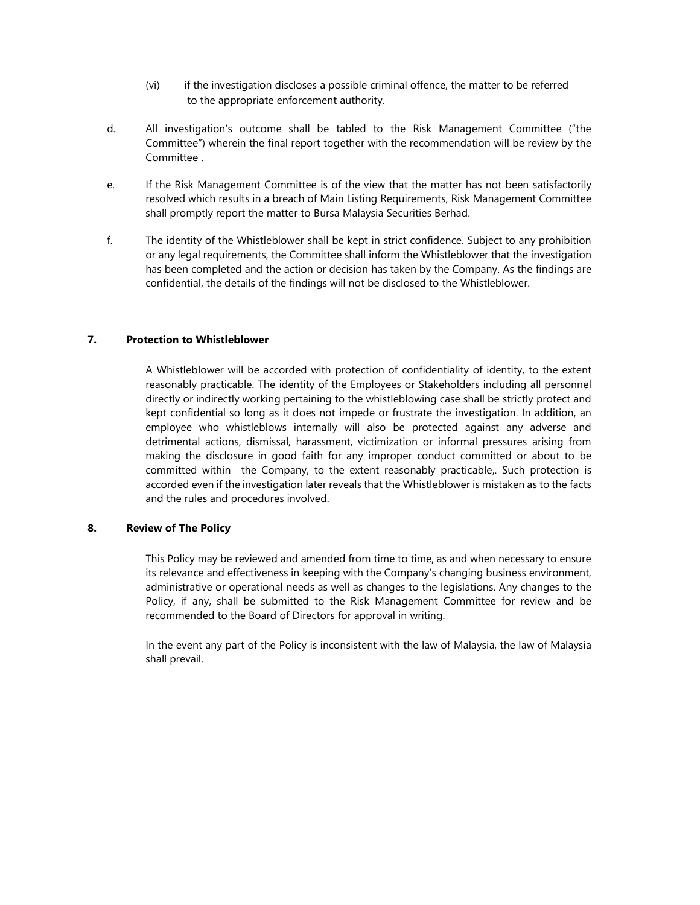(vi) if the investigation discloses a possible criminal offence, the matter to be referred to the appropriate enforcement authority.

d. All investigation's outcome shall be tabled to the Risk Management Committee ("the Committee") wherein the final report together with the recommendation will be review by the Committee .

e. If the Risk Management Committee is of the view that the matter has not been satisfactorily resolved which results in a breach of Main Listing Requirements, Risk Management Committee shall promptly report the matter to Bursa Malaysia Securities Berhad.

f. The identity of the Whistleblower shall be kept in strict confidence. Subject to any prohibition or any legal requirements, the Committee shall inform the Whistleblower that the investigation has been completed and the action or decision has taken by the Company. As the findings are confidential, the details of the findings will not be disclosed to the Whistleblower.

## 7. <u>Protection to Whistleblower</u>

A Whistleblower will be accorded with protection of confidentiality of identity, to the extent reasonably practicable. The identity of the Employees or Stakeholders including all personnel directly or indirectly working pertaining to the whistleblowing case shall be strictly protect and kept confidential so long as it does not impede or frustrate the investigation. In addition, an employee who whistleblows internally will also be protected against any adverse and detrimental actions, dismissal, harassment, victimization or informal pressures arising from making the disclosure in good faith for any improper conduct committed or about to be committed within the Company, to the extent reasonably practicable,. Such protection is accorded even if the investigation later reveals that the Whistleblower is mistaken as to the facts and the rules and procedures involved.

## 8. <u>Review of The Policy</u>

This Policy may be reviewed and amended from time to time, as and when necessary to ensure its relevance and effectiveness in keeping with the Company's changing business environment, administrative or operational needs as well as changes to the legislations. Any changes to the Policy, if any, shall be submitted to the Risk Management Committee for review and be recommended to the Board of Directors for approval in writing.

In the event any part of the Policy is inconsistent with the law of Malaysia, the law of Malaysia shall prevail.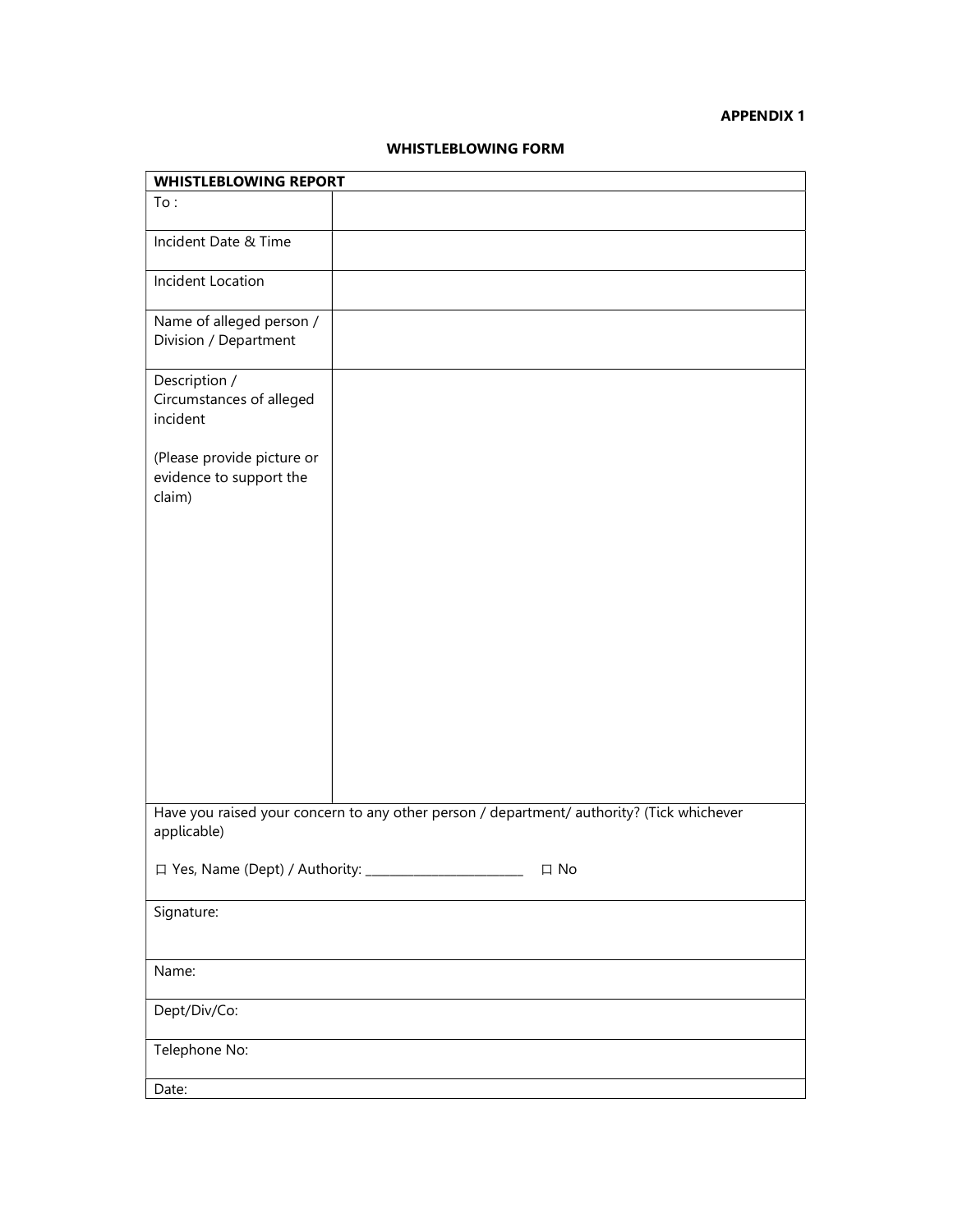**APPENDIX 1**

**WHISTLEBLOWING FORM**

| **WHISTLEBLOWING REPORT** | |
|---|---|
| To : | |
| Incident Date & Time | |
| Incident Location | |
| Name of alleged person / Division / Department | |
| Description / Circumstances of alleged incident<br><br>(Please provide picture or evidence to support the claim) | |
| Have you raised your concern to any other person / department/ authority? (Tick whichever applicable)<br><br>☐ Yes, Name (Dept) / Authority: ________________________ ☐ No | |
| Signature: | |
| Name: | |
| Dept/Div/Co: | |
| Telephone No: | |
| Date: | |